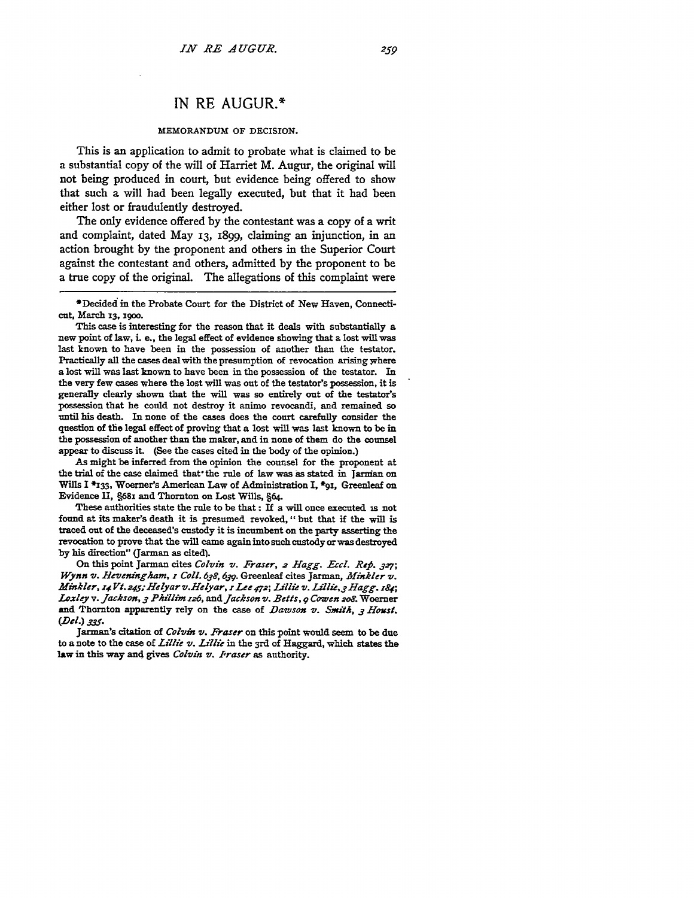# IN RE AUGUR.*

## MEMORANDUM OF DECISION.

This is an application to admit to probate what is claimed to be a substantial copy of the will of Harriet M. Augur, the original will not being produced in court, but evidence being offered to show that such a will had been legally executed, but that it had been either lost or fraudulently destroyed.

The only evidence offered by the contestant was a copy of a writ and complaint, dated May 13, 1899, claiming an injunction, in an action brought by the proponent and others in the Superior Court against the contestant and others, admitted by the proponent to be a true copy of the original. The allegations of this complaint were

---

*Decided in the Probate Court for the District of New Haven, Connecticut, March 13, 1900.

This case is interesting for the reason that it deals with substantially a new point of law, i. e., the legal effect of evidence showing that a lost will was last known to have been in the possession of another than the testator. Practically all the cases deal with the presumption of revocation arising where a lost will was last known to have been in the possession of the testator. In the very few cases where the lost will was out of the testator's possession, it is generally clearly shown that the will was so entirely out of the testator's possession that he could not destroy it animo revocandi, and remained so until his death. In none of the cases does the court carefully consider the question of the legal effect of proving that a lost will was last known to be in the possession of another than the maker, and in none of them do the counsel appear to discuss it. (See the cases cited in the body of the opinion.)

As might be inferred from the opinion the counsel for the proponent at the trial of the case claimed that the rule of law was as stated in Jarman on Wills I *133, Woerner's American Law of Administration I, *91, Greenleaf on Evidence II, §681 and Thornton on Lost Wills, §64.

These authorities state the rule to be that: If a will once executed is not found at its maker's death it is presumed revoked, "but that if the will is traced out of the deceased's custody it is incumbent on the party asserting the revocation to prove that the will came again into such custody or was destroyed by his direction" (Jarman as cited).

On this point Jarman cites *Colvin v. Fraser, 2 Hagg. Eccl. Rep. 327*; *Wynn v. Heveningham, 1 Coll. 638, 639.* Greenleaf cites Jarman, *Minkler v. Minkler, 14 Vt. 245; Helyar v. Helyar, 1 Lee 472; Lillie v. Lillie, 3 Hagg. 184; Loxley v. Jackson, 3 Phillim 126,* and *Jackson v. Betts, 9 Cowen 208.* Woerner and Thornton apparently rely on the case of *Dawson v. Smith, 3 Houst. (Del.) 335.*

Jarman's citation of *Colvin v. Fraser* on this point would seem to be due to a note to the case of *Lillie v. Lillie* in the 3rd of Haggard, which states the law in this way and gives *Colvin v. Fraser* as authority.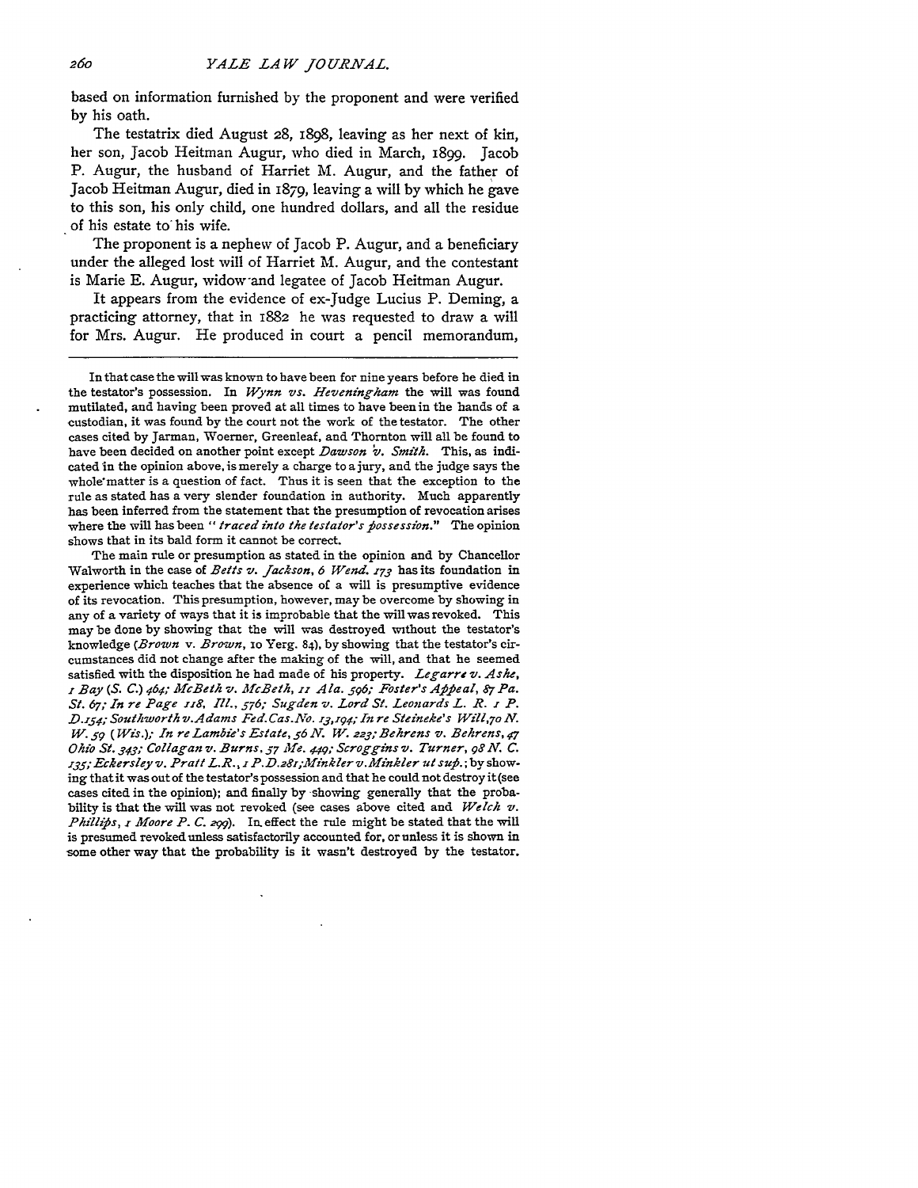based on information furnished by the proponent and were verified by his oath.

The testatrix died August 28, 1898, leaving as her next of kin, her son, Jacob Heitman Augur, who died in March, 1899. Jacob P. Augur, the husband of Harriet M. Augur, and the father of Jacob Heitman Augur, died in 1879, leaving a will by which he gave to this son, his only child, one hundred dollars, and all the residue of his estate to his wife.

The proponent is a nephew of Jacob P. Augur, and a beneficiary under the alleged lost will of Harriet M. Augur, and the contestant is Marie E. Augur, widow and legatee of Jacob Heitman Augur.

It appears from the evidence of ex-Judge Lucius P. Deming, a practicing attorney, that in 1882 he was requested to draw a will for Mrs. Augur. He produced in court a pencil memorandum,

---

In that case the will was known to have been for nine years before he died in the testator's possession. In *Wynn vs. Heveningham* the will was found mutilated, and having been proved at all times to have been in the hands of a custodian, it was found by the court not the work of the testator. The other cases cited by Jarman, Woerner, Greenleaf, and Thornton will all be found to have been decided on another point except *Dawson v. Smith*. This, as indicated in the opinion above, is merely a charge to a jury, and the judge says the whole matter is a question of fact. Thus it is seen that the exception to the rule as stated has a very slender foundation in authority. Much apparently has been inferred from the statement that the presumption of revocation arises where the will has been "*traced into the testator's possession.*" The opinion shows that in its bald form it cannot be correct.

The main rule or presumption as stated in the opinion and by Chancellor Walworth in the case of *Betts v. Jackson, 6 Wend. 173* has its foundation in experience which teaches that the absence of a will is presumptive evidence of its revocation. This presumption, however, may be overcome by showing in any of a variety of ways that it is improbable that the will was revoked. This may be done by showing that the will was destroyed without the testator's knowledge (*Brown* v. *Brown*, 10 Yerg. 84), by showing that the testator's circumstances did not change after the making of the will, and that he seemed satisfied with the disposition he had made of his property. *Legarre v. Ashe, 1 Bay (S. C.) 464; McBeth v. McBeth, 11 Ala. 596; Foster's Appeal, 87 Pa. St. 67; In re Page 118, Ill., 576; Sugden v. Lord St. Leonards L. R. 1 P. D.154; Southworth v. Adams Fed. Cas. No. 13,194; In re Steineke's Will, 70 N. W. 59 (Wis.); In re Lambie's Estate, 56 N. W. 223; Behrens v. Behrens, 47 Ohio St. 343; Collagan v. Burns, 57 Me. 449; Scroggins v. Turner, 98 N. C. 135; Eckersley v. Pratt L.R., 1 P.D.281; Minkler v. Minkler ut sup.*; by showing that it was out of the testator's possession and that he could not destroy it (see cases cited in the opinion); and finally by showing generally that the probability is that the will was not revoked (see cases above cited and *Welch v. Phillips, 1 Moore P. C. 299*). In effect the rule might be stated that the will is presumed revoked unless satisfactorily accounted for, or unless it is shown in some other way that the probability is it wasn't destroyed by the testator.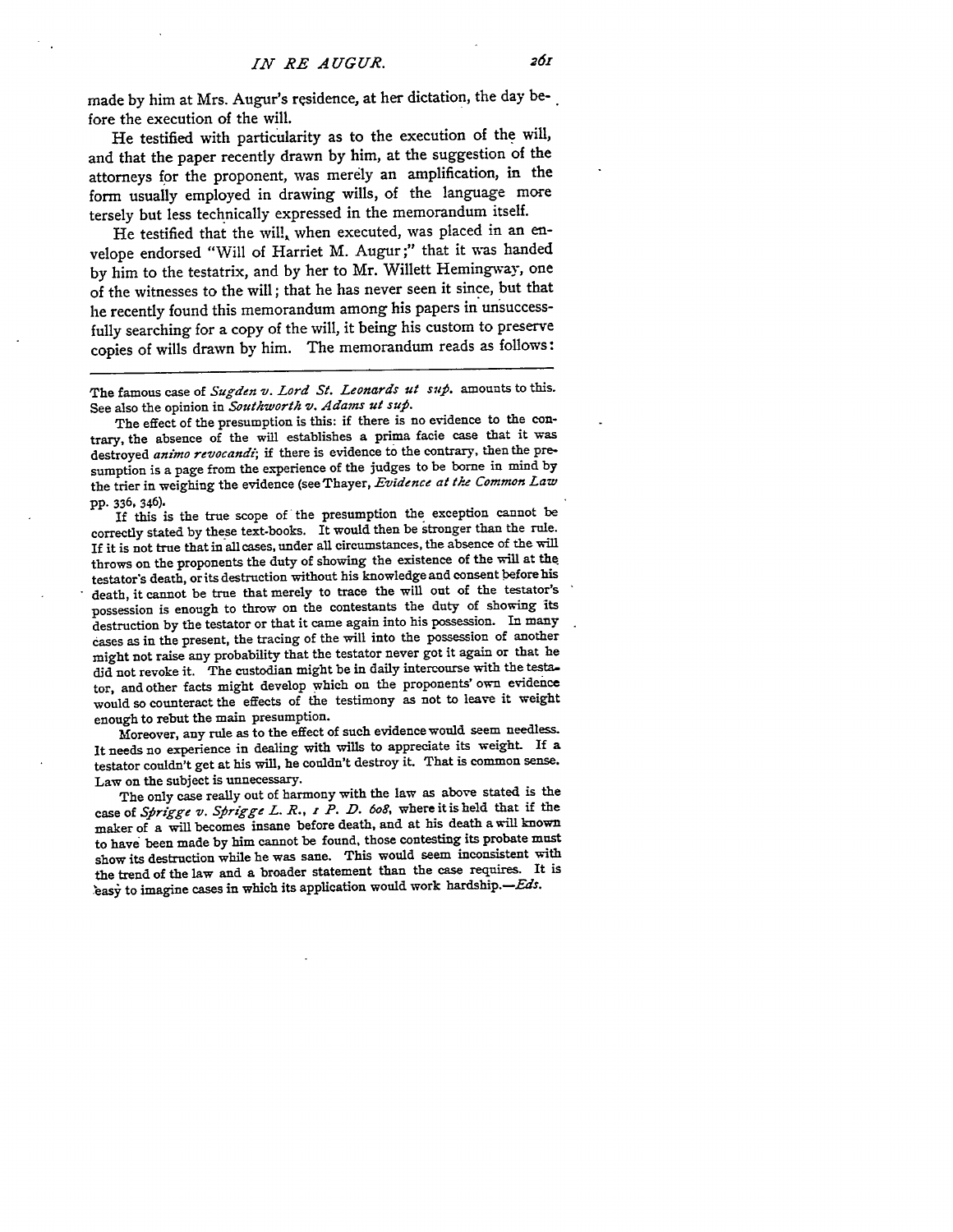made by him at Mrs. Augur's residence, at her dictation, the day before the execution of the will.

He testified with particularity as to the execution of the will, and that the paper recently drawn by him, at the suggestion of the attorneys for the proponent, was merely an amplification, in the form usually employed in drawing wills, of the language more tersely but less technically expressed in the memorandum itself.

He testified that the will, when executed, was placed in an envelope endorsed "Will of Harriet M. Augur;" that it was handed by him to the testatrix, and by her to Mr. Willett Hemingway, one of the witnesses to the will; that he has never seen it since, but that he recently found this memorandum among his papers in unsuccessfully searching for a copy of the will, it being his custom to preserve copies of wills drawn by him. The memorandum reads as follows:

---

The famous case of *Sugden v. Lord St. Leonards ut sup.* amounts to this. See also the opinion in *Southworth v. Adams ut sup.*

The effect of the presumption is this: if there is no evidence to the contrary, the absence of the will establishes a prima facie case that it was destroyed *animo revocandi*; if there is evidence to the contrary, then the presumption is a page from the experience of the judges to be borne in mind by the trier in weighing the evidence (see Thayer, *Evidence at the Common Law* pp. 336, 346).

If this is the true scope of the presumption the exception cannot be correctly stated by these text-books. It would then be stronger than the rule. If it is not true that in all cases, under all circumstances, the absence of the will throws on the proponents the duty of showing the existence of the will at the testator's death, or its destruction without his knowledge and consent before his death, it cannot be true that merely to trace the will out of the testator's possession is enough to throw on the contestants the duty of showing its destruction by the testator or that it came again into his possession. In many cases as in the present, the tracing of the will into the possession of another might not raise any probability that the testator never got it again or that he did not revoke it. The custodian might be in daily intercourse with the testator, and other facts might develop which on the proponents' own evidence would so counteract the effects of the testimony as not to leave it weight enough to rebut the main presumption.

Moreover, any rule as to the effect of such evidence would seem needless. It needs no experience in dealing with wills to appreciate its weight. If a testator couldn't get at his will, he couldn't destroy it. That is common sense. Law on the subject is unnecessary.

The only case really out of harmony with the law as above stated is the case of *Sprigge v. Sprigge L. R., 1 P. D. 608*, where it is held that if the maker of a will becomes insane before death, and at his death a will known to have been made by him cannot be found, those contesting its probate must show its destruction while he was sane. This would seem inconsistent with the trend of the law and a broader statement than the case requires. It is easy to imagine cases in which its application would work hardship.—*Eds.*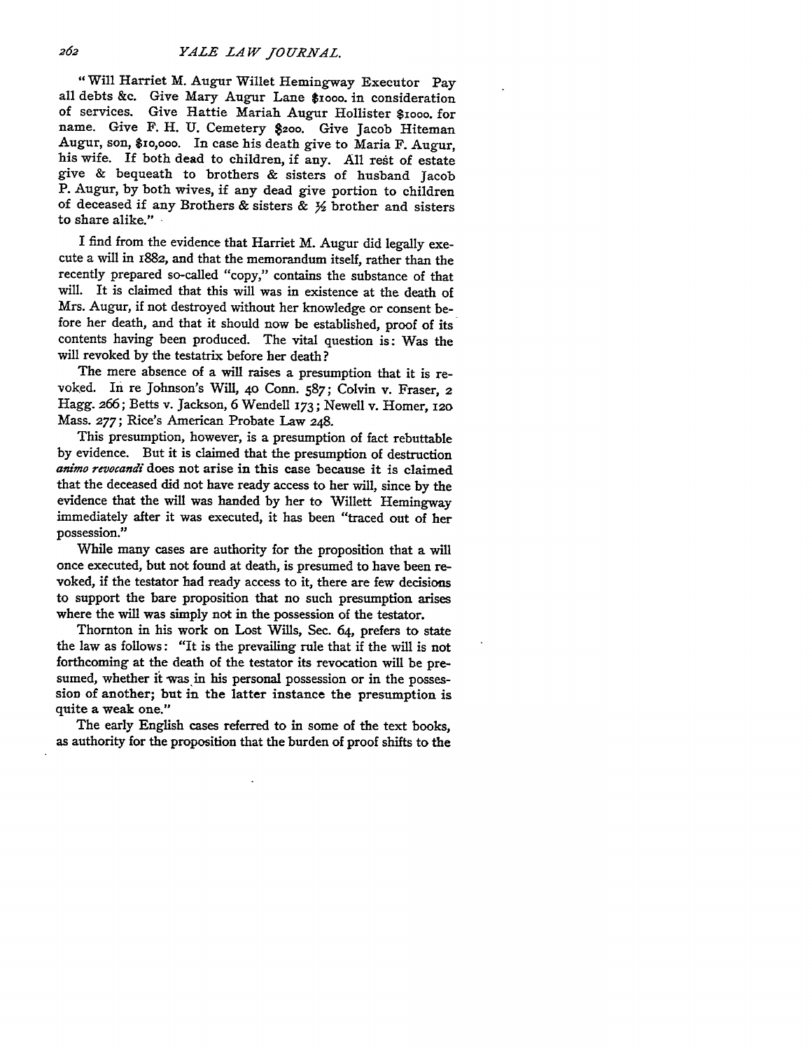"Will Harriet M. Augur Willet Hemingway Executor Pay all debts &c. Give Mary Augur Lane $1000. in consideration of services. Give Hattie Mariah Augur Hollister $1000. for name. Give F. H. U. Cemetery $200. Give Jacob Hiteman Augur, son, $10,000. In case his death give to Maria F. Augur, his wife. If both dead to children, if any. All rest of estate give & bequeath to brothers & sisters of husband Jacob P. Augur, by both wives, if any dead give portion to children of deceased if any Brothers & sisters & ½ brother and sisters to share alike."

I find from the evidence that Harriet M. Augur did legally execute a will in 1882, and that the memorandum itself, rather than the recently prepared so-called "copy," contains the substance of that will. It is claimed that this will was in existence at the death of Mrs. Augur, if not destroyed without her knowledge or consent before her death, and that it should now be established, proof of its contents having been produced. The vital question is: Was the will revoked by the testatrix before her death?

The mere absence of a will raises a presumption that it is revoked. In re Johnson's Will, 40 Conn. 587; Colvin v. Fraser, 2 Hagg. 266; Betts v. Jackson, 6 Wendell 173; Newell v. Homer, 120 Mass. 277; Rice's American Probate Law 248.

This presumption, however, is a presumption of fact rebuttable by evidence. But it is claimed that the presumption of destruction *animo revocandi* does not arise in this case because it is claimed that the deceased did not have ready access to her will, since by the evidence that the will was handed by her to Willett Hemingway immediately after it was executed, it has been "traced out of her possession."

While many cases are authority for the proposition that a will once executed, but not found at death, is presumed to have been revoked, if the testator had ready access to it, there are few decisions to support the bare proposition that no such presumption arises where the will was simply not in the possession of the testator.

Thornton in his work on Lost Wills, Sec. 64, prefers to state the law as follows: "It is the prevailing rule that if the will is not forthcoming at the death of the testator its revocation will be presumed, whether it was in his personal possession or in the possession of another; but in the latter instance the presumption is quite a weak one."

The early English cases referred to in some of the text books, as authority for the proposition that the burden of proof shifts to the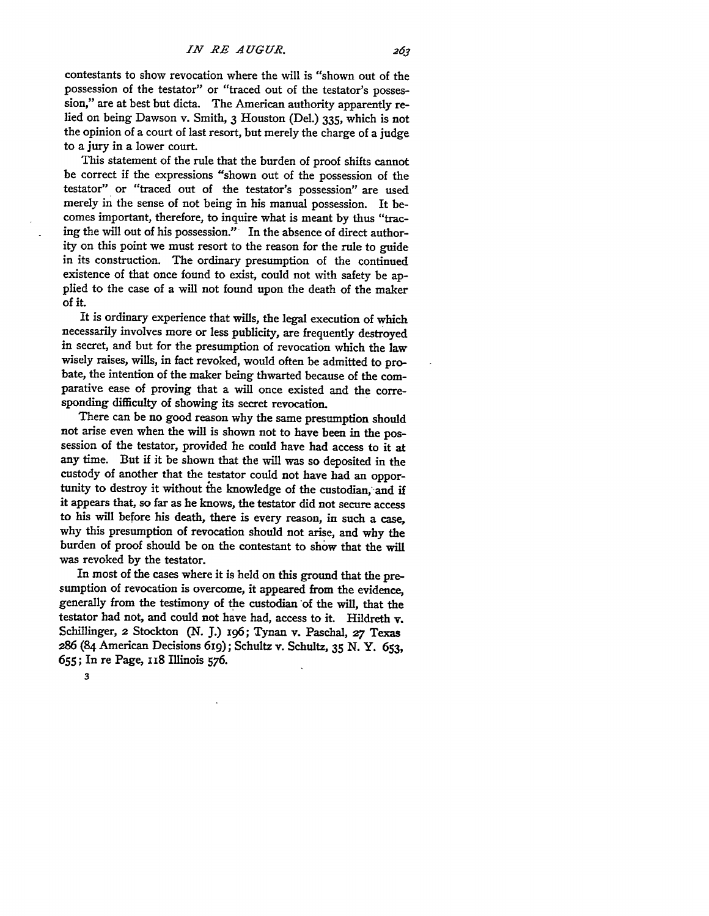contestants to show revocation where the will is "shown out of the possession of the testator" or "traced out of the testator's possession," are at best but dicta. The American authority apparently relied on being Dawson v. Smith, 3 Houston (Del.) 335, which is not the opinion of a court of last resort, but merely the charge of a judge to a jury in a lower court.

This statement of the rule that the burden of proof shifts cannot be correct if the expressions "shown out of the possession of the testator" or "traced out of the testator's possession" are used merely in the sense of not being in his manual possession. It becomes important, therefore, to inquire what is meant by thus "tracing the will out of his possession." In the absence of direct authority on this point we must resort to the reason for the rule to guide in its construction. The ordinary presumption of the continued existence of that once found to exist, could not with safety be applied to the case of a will not found upon the death of the maker of it.

It is ordinary experience that wills, the legal execution of which necessarily involves more or less publicity, are frequently destroyed in secret, and but for the presumption of revocation which the law wisely raises, wills, in fact revoked, would often be admitted to probate, the intention of the maker being thwarted because of the comparative ease of proving that a will once existed and the corresponding difficulty of showing its secret revocation.

There can be no good reason why the same presumption should not arise even when the will is shown not to have been in the possession of the testator, provided he could have had access to it at any time. But if it be shown that the will was so deposited in the custody of another that the testator could not have had an opportunity to destroy it without the knowledge of the custodian, and if it appears that, so far as he knows, the testator did not secure access to his will before his death, there is every reason, in such a case, why this presumption of revocation should not arise, and why the burden of proof should be on the contestant to show that the will was revoked by the testator.

In most of the cases where it is held on this ground that the presumption of revocation is overcome, it appeared from the evidence, generally from the testimony of the custodian of the will, that the testator had not, and could not have had, access to it. Hildreth v. Schillinger, 2 Stockton (N. J.) 196; Tynan v. Paschal, 27 Texas 286 (84 American Decisions 619); Schultz v. Schultz, 35 N. Y. 653, 655; In re Page, 118 Illinois 576.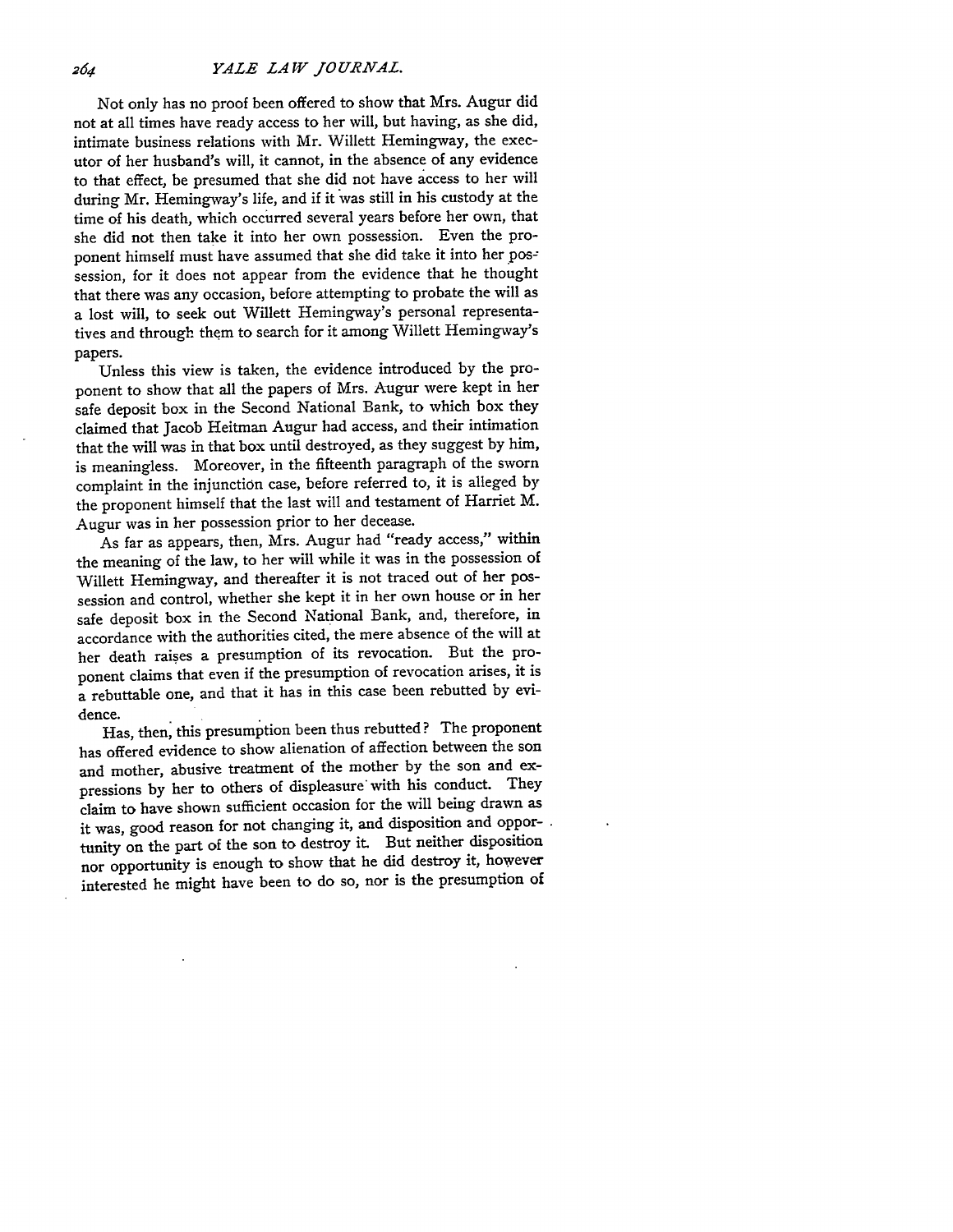Not only has no proof been offered to show that Mrs. Augur did not at all times have ready access to her will, but having, as she did, intimate business relations with Mr. Willett Hemingway, the executor of her husband's will, it cannot, in the absence of any evidence to that effect, be presumed that she did not have access to her will during Mr. Hemingway's life, and if it was still in his custody at the time of his death, which occurred several years before her own, that she did not then take it into her own possession. Even the proponent himself must have assumed that she did take it into her possession, for it does not appear from the evidence that he thought that there was any occasion, before attempting to probate the will as a lost will, to seek out Willett Hemingway's personal representatives and through them to search for it among Willett Hemingway's papers.

Unless this view is taken, the evidence introduced by the proponent to show that all the papers of Mrs. Augur were kept in her safe deposit box in the Second National Bank, to which box they claimed that Jacob Heitman Augur had access, and their intimation that the will was in that box until destroyed, as they suggest by him, is meaningless. Moreover, in the fifteenth paragraph of the sworn complaint in the injunction case, before referred to, it is alleged by the proponent himself that the last will and testament of Harriet M. Augur was in her possession prior to her decease.

As far as appears, then, Mrs. Augur had "ready access," within the meaning of the law, to her will while it was in the possession of Willett Hemingway, and thereafter it is not traced out of her possession and control, whether she kept it in her own house or in her safe deposit box in the Second National Bank, and, therefore, in accordance with the authorities cited, the mere absence of the will at her death raises a presumption of its revocation. But the proponent claims that even if the presumption of revocation arises, it is a rebuttable one, and that it has in this case been rebutted by evidence.

Has, then, this presumption been thus rebutted? The proponent has offered evidence to show alienation of affection between the son and mother, abusive treatment of the mother by the son and expressions by her to others of displeasure with his conduct. They claim to have shown sufficient occasion for the will being drawn as it was, good reason for not changing it, and disposition and opportunity on the part of the son to destroy it. But neither disposition nor opportunity is enough to show that he did destroy it, however interested he might have been to do so, nor is the presumption of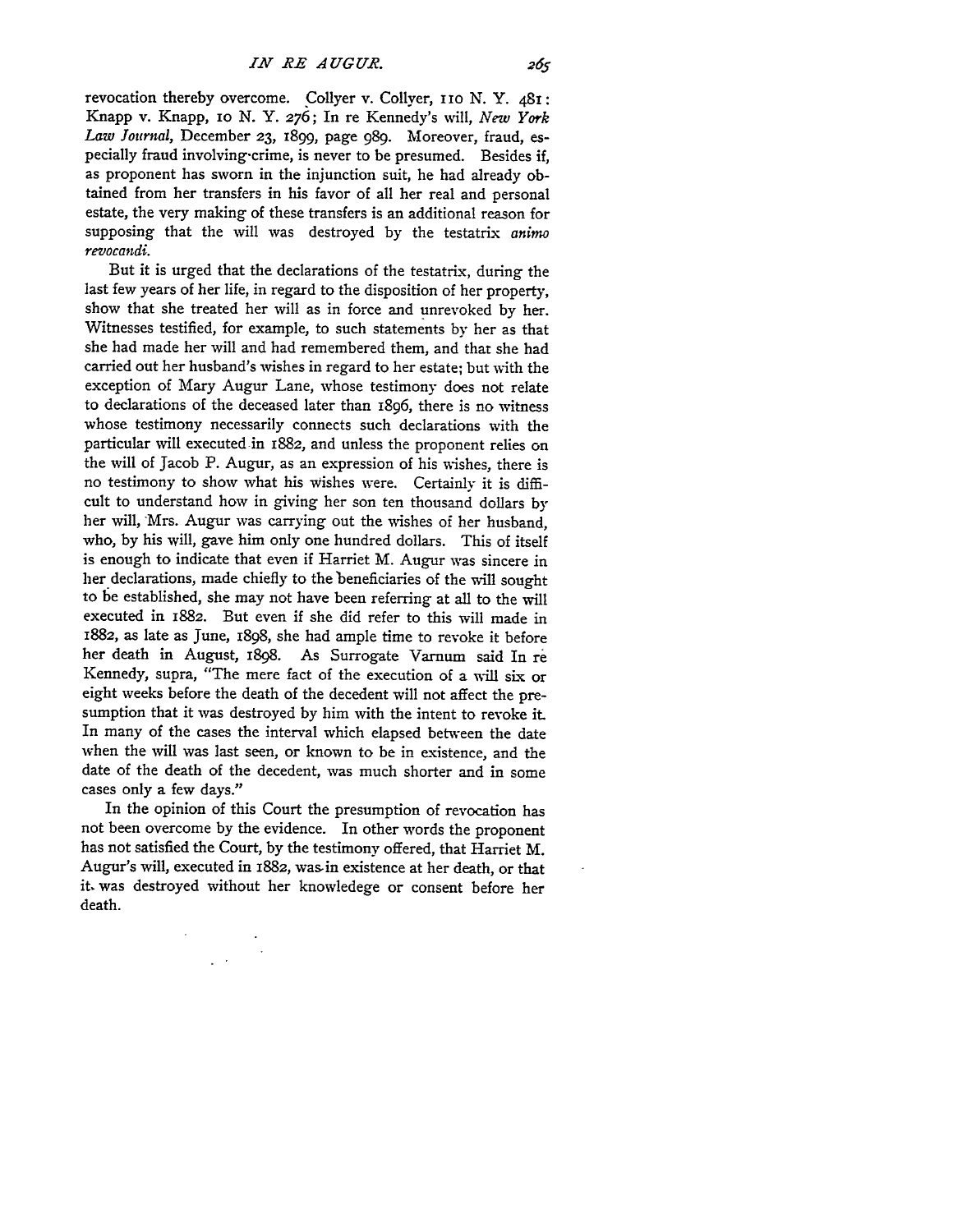revocation thereby overcome. Collyer v. Collyer, 110 N. Y. 481: Knapp v. Knapp, 10 N. Y. 276; In re Kennedy's will, *New York Law Journal*, December 23, 1899, page 989. Moreover, fraud, especially fraud involving crime, is never to be presumed. Besides if, as proponent has sworn in the injunction suit, he had already obtained from her transfers in his favor of all her real and personal estate, the very making of these transfers is an additional reason for supposing that the will was destroyed by the testatrix *animo revocandi*.

But it is urged that the declarations of the testatrix, during the last few years of her life, in regard to the disposition of her property, show that she treated her will as in force and unrevoked by her. Witnesses testified, for example, to such statements by her as that she had made her will and had remembered them, and that she had carried out her husband's wishes in regard to her estate; but with the exception of Mary Augur Lane, whose testimony does not relate to declarations of the deceased later than 1896, there is no witness whose testimony necessarily connects such declarations with the particular will executed in 1882, and unless the proponent relies on the will of Jacob P. Augur, as an expression of his wishes, there is no testimony to show what his wishes were. Certainly it is difficult to understand how in giving her son ten thousand dollars by her will, Mrs. Augur was carrying out the wishes of her husband, who, by his will, gave him only one hundred dollars. This of itself is enough to indicate that even if Harriet M. Augur was sincere in her declarations, made chiefly to the beneficiaries of the will sought to be established, she may not have been referring at all to the will executed in 1882. But even if she did refer to this will made in 1882, as late as June, 1898, she had ample time to revoke it before her death in August, 1898. As Surrogate Varnum said In re Kennedy, supra, "The mere fact of the execution of a will six or eight weeks before the death of the decedent will not affect the presumption that it was destroyed by him with the intent to revoke it. In many of the cases the interval which elapsed between the date when the will was last seen, or known to be in existence, and the date of the death of the decedent, was much shorter and in some cases only a few days."

In the opinion of this Court the presumption of revocation has not been overcome by the evidence. In other words the proponent has not satisfied the Court, by the testimony offered, that Harriet M. Augur's will, executed in 1882, was in existence at her death, or that it was destroyed without her knowledege or consent before her death.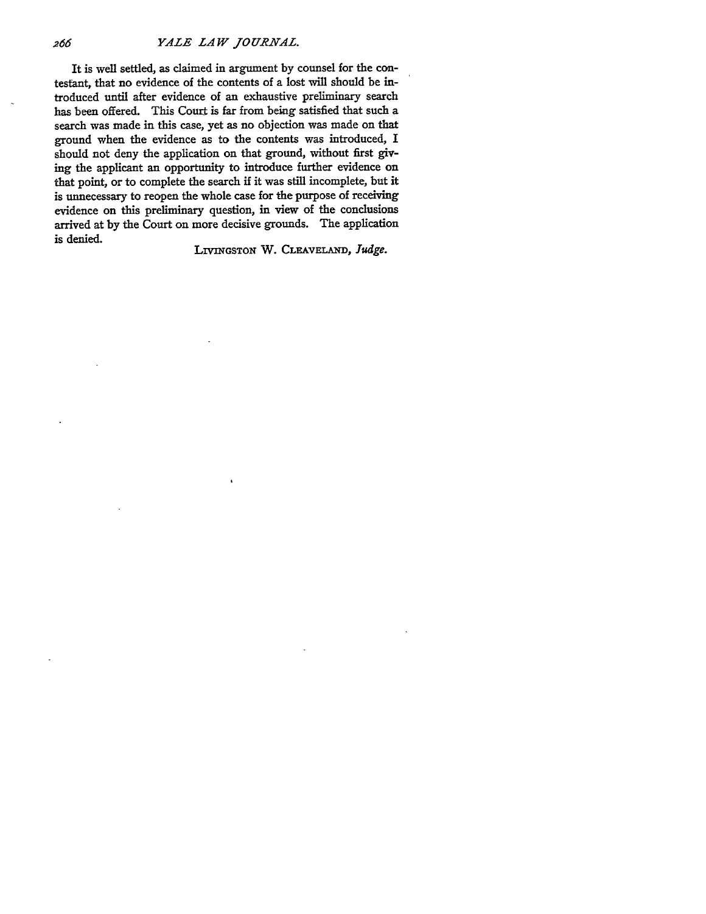It is well settled, as claimed in argument by counsel for the contestant, that no evidence of the contents of a lost will should be introduced until after evidence of an exhaustive preliminary search has been offered. This Court is far from being satisfied that such a search was made in this case, yet as no objection was made on that ground when the evidence as to the contents was introduced, I should not deny the application on that ground, without first giving the applicant an opportunity to introduce further evidence on that point, or to complete the search if it was still incomplete, but it is unnecessary to reopen the whole case for the purpose of receiving evidence on this preliminary question, in view of the conclusions arrived at by the Court on more decisive grounds. The application is denied.

LIVINGSTON W. CLEAVELAND, *Judge.*